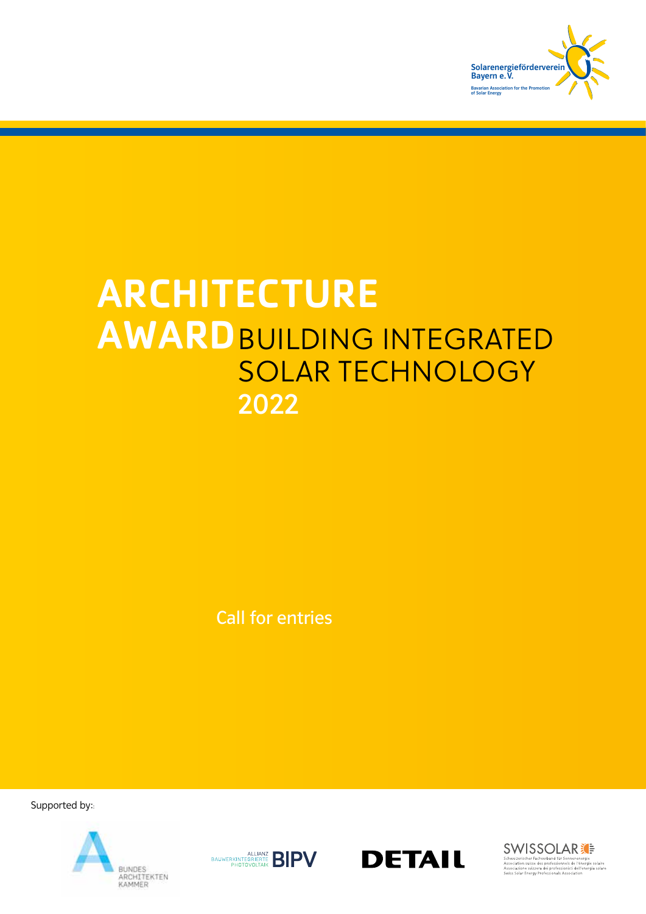Solarenergieförderverein Bayern e. V.

Bavarian Association for the Promotion of Solar Energy

# ARCHITECTURE AWARD BUILDING INTEGRATED SOLAR TECHNOLOGY 2022

Call for entries

Supported by:

BUNDES ARCHITEKTEN KAMMER

ALLIANZ BAUWERKINTEGRIERTE PHOTOVOLTAIK BIPV

DETAIL

SWISSOLAR

Schweizerischer Fachverband für Sonnenenergie
Association suisse des professionnels de l'énergie solaire
Associazione svizzera dei professionisti dell'energia solare
Swiss Solar Energy Professionals Association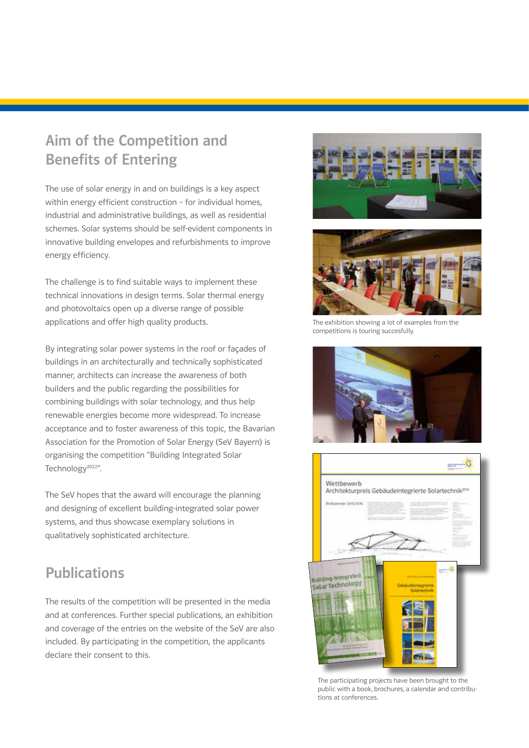## Aim of the Competition and Benefits of Entering

The use of solar energy in and on buildings is a key aspect within energy efficient construction – for individual homes, industrial and administrative buildings, as well as residential schemes. Solar systems should be self-evident components in innovative building envelopes and refurbishments to improve energy efficiency.

The challenge is to find suitable ways to implement these technical innovations in design terms. Solar thermal energy and photovoltaics open up a diverse range of possible applications and offer high quality products.

By integrating solar power systems in the roof or façades of buildings in an architecturally and technically sophisticated manner, architects can increase the awareness of both builders and the public regarding the possibilities for combining buildings with solar technology, and thus help renewable energies become more widespread. To increase acceptance and to foster awareness of this topic, the Bavarian Association for the Promotion of Solar Energy (SeV Bayern) is organising the competition "Building Integrated Solar Technology[2022]".

The SeV hopes that the award will encourage the planning and designing of excellent building-integrated solar power systems, and thus showcase exemplary solutions in qualitatively sophisticated architecture.

## Publications

The results of the competition will be presented in the media and at conferences. Further special publications, an exhibition and coverage of the entries on the website of the SeV are also included. By participating in the competition, the applicants declare their consent to this.

The exhibition showing a lot of examples from the competitions is touring succesfully.

The participating projects have been brought to the public with a book, brochures, a calendar and contributions at conferences.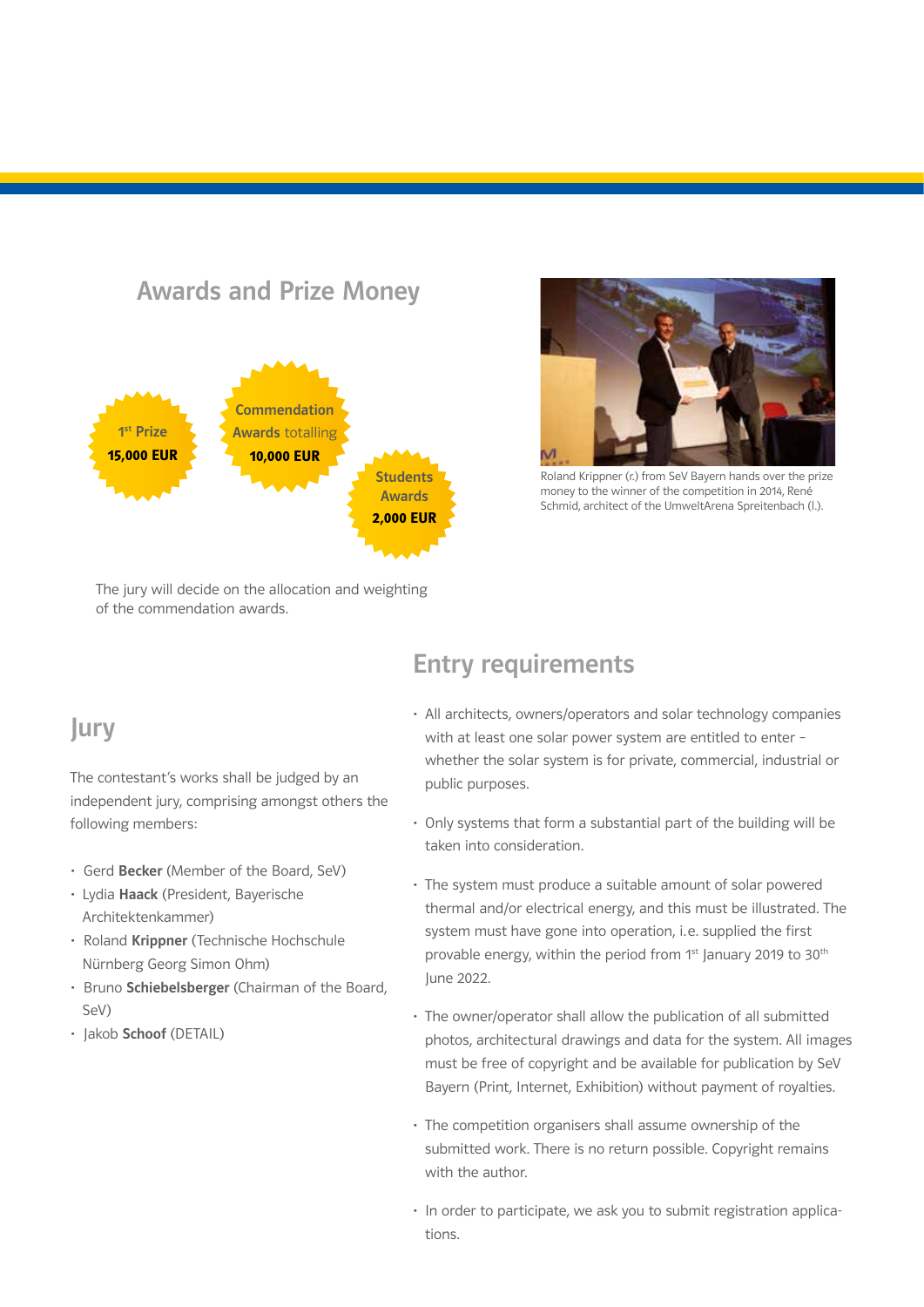## Awards and Prize Money

1st Prize
**15,000 EUR**

Commendation Awards totalling
**10,000 EUR**

Students Awards
**2,000 EUR**

The jury will decide on the allocation and weighting of the commendation awards.

Roland Krippner (r.) from SeV Bayern hands over the prize money to the winner of the competition in 2014, René Schmid, architect of the UmweltArena Spreitenbach (l.).

## Jury

The contestant's works shall be judged by an independent jury, comprising amongst others the following members:

- Gerd **Becker** (Member of the Board, SeV)
- Lydia **Haack** (President, Bayerische Architektenkammer)
- Roland **Krippner** (Technische Hochschule Nürnberg Georg Simon Ohm)
- Bruno **Schiebelsberger** (Chairman of the Board, SeV)
- Jakob **Schoof** (DETAIL)

## Entry requirements

- All architects, owners/operators and solar technology companies with at least one solar power system are entitled to enter – whether the solar system is for private, commercial, industrial or public purposes.
- Only systems that form a substantial part of the building will be taken into consideration.
- The system must produce a suitable amount of solar powered thermal and/or electrical energy, and this must be illustrated. The system must have gone into operation, i.e. supplied the first provable energy, within the period from 1st January 2019 to 30th June 2022.
- The owner/operator shall allow the publication of all submitted photos, architectural drawings and data for the system. All images must be free of copyright and be available for publication by SeV Bayern (Print, Internet, Exhibition) without payment of royalties.
- The competition organisers shall assume ownership of the submitted work. There is no return possible. Copyright remains with the author.
- In order to participate, we ask you to submit registration applications.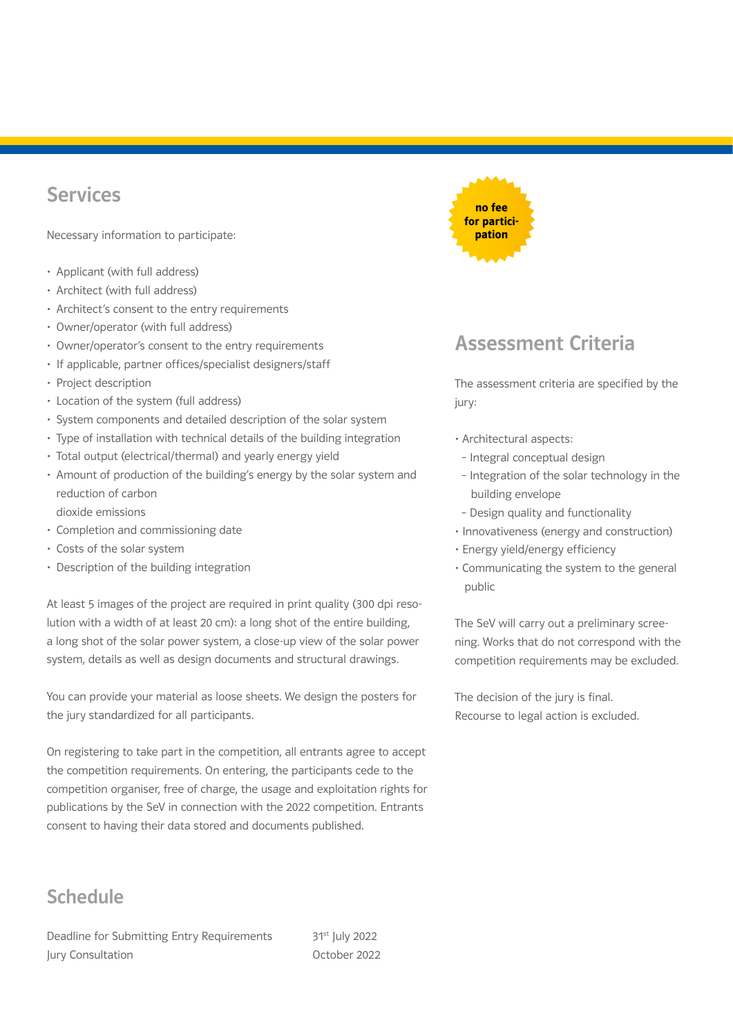## Services

Necessary information to participate:

- Applicant (with full address)
- Architect (with full address)
- Architect's consent to the entry requirements
- Owner/operator (with full address)
- Owner/operator's consent to the entry requirements
- If applicable, partner offices/specialist designers/staff
- Project description
- Location of the system (full address)
- System components and detailed description of the solar system
- Type of installation with technical details of the building integration
- Total output (electrical/thermal) and yearly energy yield
- Amount of production of the building's energy by the solar system and reduction of carbon dioxide emissions
- Completion and commissioning date
- Costs of the solar system
- Description of the building integration

At least 5 images of the project are required in print quality (300 dpi resolution with a width of at least 20 cm): a long shot of the entire building, a long shot of the solar power system, a close-up view of the solar power system, details as well as design documents and structural drawings.

You can provide your material as loose sheets. We design the posters for the jury standardized for all participants.

On registering to take part in the competition, all entrants agree to accept the competition requirements. On entering, the participants cede to the competition organiser, free of charge, the usage and exploitation rights for publications by the SeV in connection with the 2022 competition. Entrants consent to having their data stored and documents published.

**no fee for participation**

## Assessment Criteria

The assessment criteria are specified by the jury:

- Architectural aspects:
  - Integral conceptual design
  - Integration of the solar technology in the building envelope
  - Design quality and functionality
- Innovativeness (energy and construction)
- Energy yield/energy efficiency
- Communicating the system to the general public

The SeV will carry out a preliminary screening. Works that do not correspond with the competition requirements may be excluded.

The decision of the jury is final.
Recourse to legal action is excluded.

## Schedule

| | |
|---|---|
| Deadline for Submitting Entry Requirements | 31st July 2022 |
| Jury Consultation | October 2022 |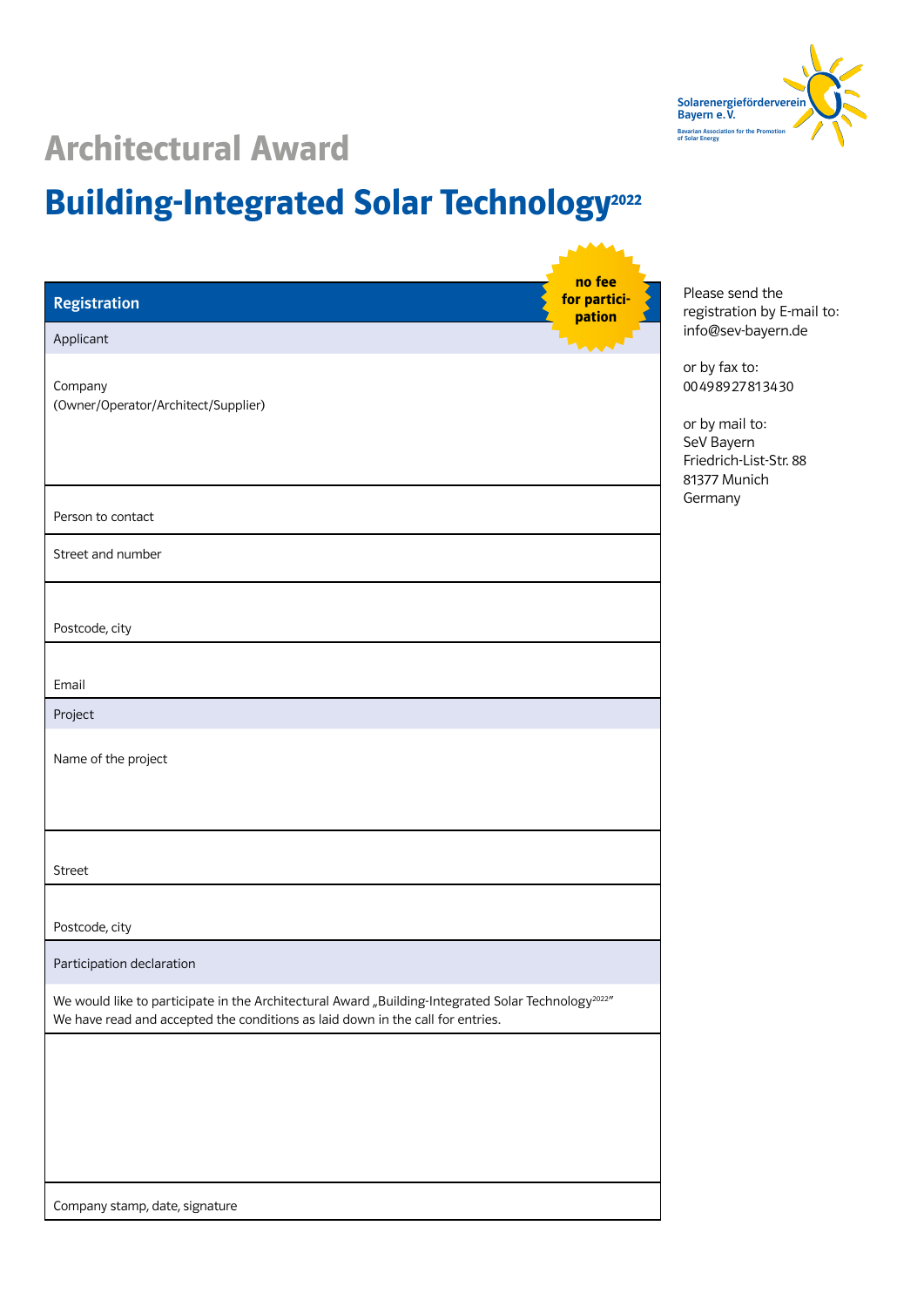Solarenergieförderverein Bayern e. V.
Bavarian Association for the Promotion of Solar Energy

# Architectural Award

# Building-Integrated Solar Technology[2022]

no fee for participation

## Registration

**Applicant**

Company
(Owner/Operator/Architect/Supplier)

Person to contact

Street and number

Postcode, city

Email

**Project**

Name of the project

Street

Postcode, city

**Participation declaration**

We would like to participate in the Architectural Award „Building-Integrated Solar Technology[2022]"
We have read and accepted the conditions as laid down in the call for entries.

Company stamp, date, signature

Please send the registration by E-mail to:
info@sev-bayern.de

or by fax to:
004989278134​30

or by mail to:
SeV Bayern
Friedrich-List-Str. 88
81377 Munich
Germany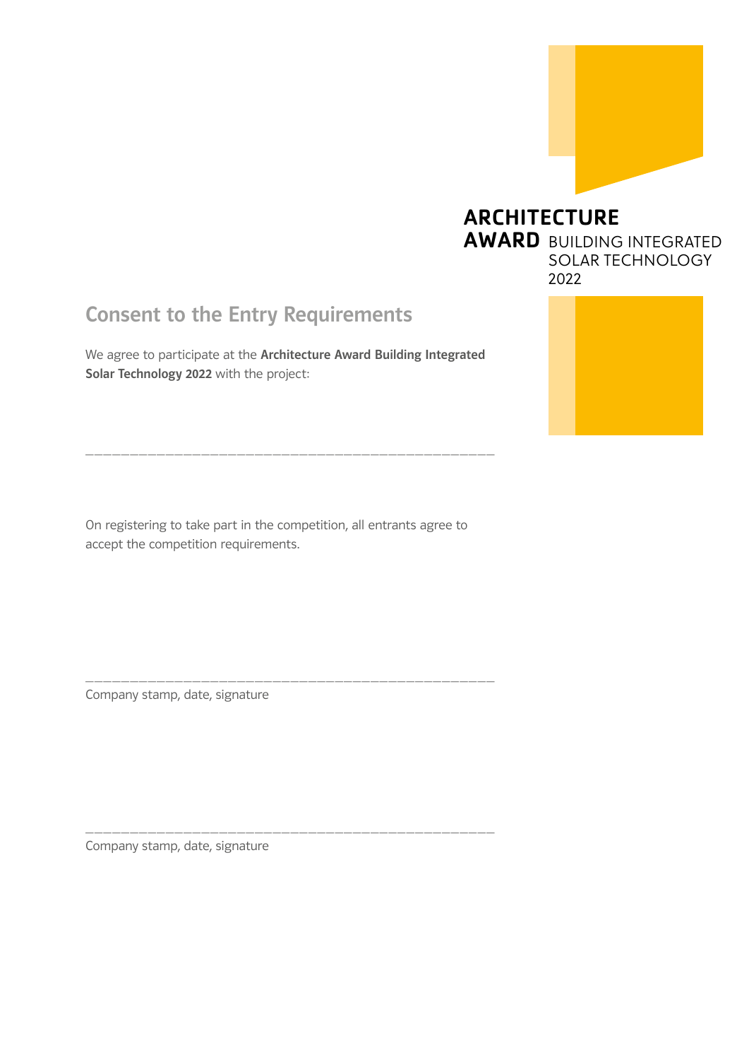**ARCHITECTURE AWARD** BUILDING INTEGRATED SOLAR TECHNOLOGY 2022

## Consent to the Entry Requirements

We agree to participate at the **Architecture Award Building Integrated Solar Technology 2022** with the project:

\_\_\_\_\_\_\_\_\_\_\_\_\_\_\_\_\_\_\_\_\_\_\_\_\_\_\_\_\_\_\_\_\_\_\_\_\_\_\_\_\_\_\_\_\_\_\_\_\_\_\_\_\_\_

On registering to take part in the competition, all entrants agree to accept the competition requirements.

\_\_\_\_\_\_\_\_\_\_\_\_\_\_\_\_\_\_\_\_\_\_\_\_\_\_\_\_\_\_\_\_\_\_\_\_\_\_\_\_\_\_\_\_\_\_\_\_\_\_\_\_\_\_

Company stamp, date, signature

\_\_\_\_\_\_\_\_\_\_\_\_\_\_\_\_\_\_\_\_\_\_\_\_\_\_\_\_\_\_\_\_\_\_\_\_\_\_\_\_\_\_\_\_\_\_\_\_\_\_\_\_\_\_

Company stamp, date, signature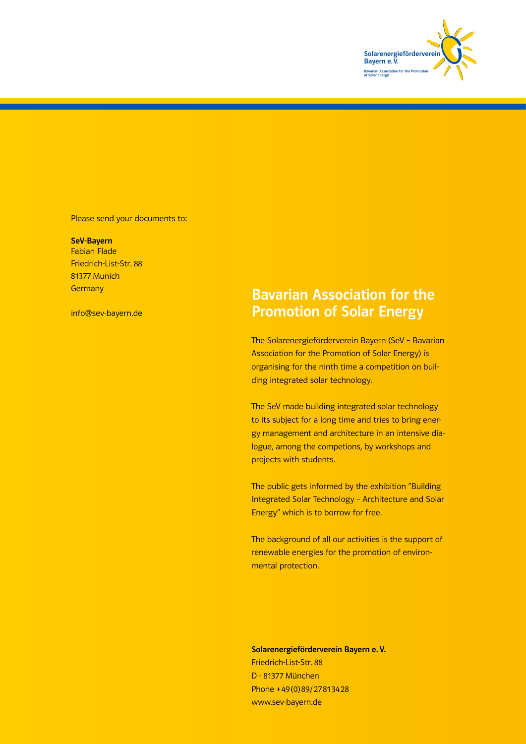Solarenergieförderverein
Bayern e. V.
Bavarian Association for the Promotion of Solar Energy

Please send your documents to:

**SeV-Bayern**
Fabian Flade
Friedrich-List-Str. 88
81377 Munich
Germany

info@sev-bayern.de

## Bavarian Association for the Promotion of Solar Energy

The Solarenergieförderverein Bayern (SeV – Bavarian Association for the Promotion of Solar Energy) is organising for the ninth time a competition on building integrated solar technology.

The SeV made building integrated solar technology to its subject for a long time and tries to bring energy management and architecture in an intensive dialogue, among the competions, by workshops and projects with students.

The public gets informed by the exhibition "Building Integrated Solar Technology – Architecture and Solar Energy" which is to borrow for free.

The background of all our activities is the support of renewable energies for the promotion of environmental protection.

**Solarenergieförderverein Bayern e. V.**
Friedrich-List-Str. 88
D - 81377 München
Phone +49(0)89/27813428
www.sev-bayern.de